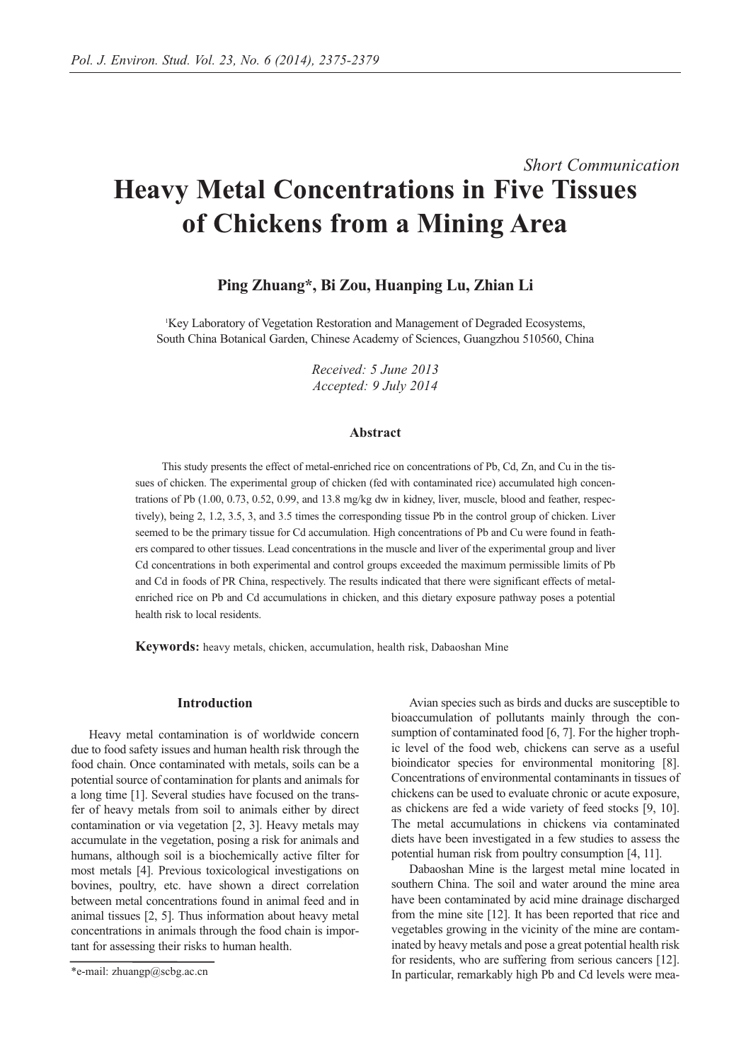*Short Communication*

# Heavy Metal Concentrations in Five Tissues of Chickens from a Mining Area

**Ping Zhuang\*, Bi Zou, Huanping Lu, Zhian Li**

[1]Key Laboratory of Vegetation Restoration and Management of Degraded Ecosystems, South China Botanical Garden, Chinese Academy of Sciences, Guangzhou 510560, China

*Received: 5 June 2013*
*Accepted: 9 July 2014*

### Abstract

This study presents the effect of metal-enriched rice on concentrations of Pb, Cd, Zn, and Cu in the tissues of chicken. The experimental group of chicken (fed with contaminated rice) accumulated high concentrations of Pb (1.00, 0.73, 0.52, 0.99, and 13.8 mg/kg dw in kidney, liver, muscle, blood and feather, respectively), being 2, 1.2, 3.5, 3, and 3.5 times the corresponding tissue Pb in the control group of chicken. Liver seemed to be the primary tissue for Cd accumulation. High concentrations of Pb and Cu were found in feathers compared to other tissues. Lead concentrations in the muscle and liver of the experimental group and liver Cd concentrations in both experimental and control groups exceeded the maximum permissible limits of Pb and Cd in foods of PR China, respectively. The results indicated that there were significant effects of metal-enriched rice on Pb and Cd accumulations in chicken, and this dietary exposure pathway poses a potential health risk to local residents.

**Keywords:** heavy metals, chicken, accumulation, health risk, Dabaoshan Mine

### Introduction

Heavy metal contamination is of worldwide concern due to food safety issues and human health risk through the food chain. Once contaminated with metals, soils can be a potential source of contamination for plants and animals for a long time [1]. Several studies have focused on the transfer of heavy metals from soil to animals either by direct contamination or via vegetation [2, 3]. Heavy metals may accumulate in the vegetation, posing a risk for animals and humans, although soil is a biochemically active filter for most metals [4]. Previous toxicological investigations on bovines, poultry, etc. have shown a direct correlation between metal concentrations found in animal feed and in animal tissues [2, 5]. Thus information about heavy metal concentrations in animals through the food chain is important for assessing their risks to human health.

Avian species such as birds and ducks are susceptible to bioaccumulation of pollutants mainly through the consumption of contaminated food [6, 7]. For the higher trophic level of the food web, chickens can serve as a useful bioindicator species for environmental monitoring [8]. Concentrations of environmental contaminants in tissues of chickens can be used to evaluate chronic or acute exposure, as chickens are fed a wide variety of feed stocks [9, 10]. The metal accumulations in chickens via contaminated diets have been investigated in a few studies to assess the potential human risk from poultry consumption [4, 11].

Dabaoshan Mine is the largest metal mine located in southern China. The soil and water around the mine area have been contaminated by acid mine drainage discharged from the mine site [12]. It has been reported that rice and vegetables growing in the vicinity of the mine are contaminated by heavy metals and pose a great potential health risk for residents, who are suffering from serious cancers [12]. In particular, remarkably high Pb and Cd levels were mea-

\*e-mail: zhuangp@scbg.ac.cn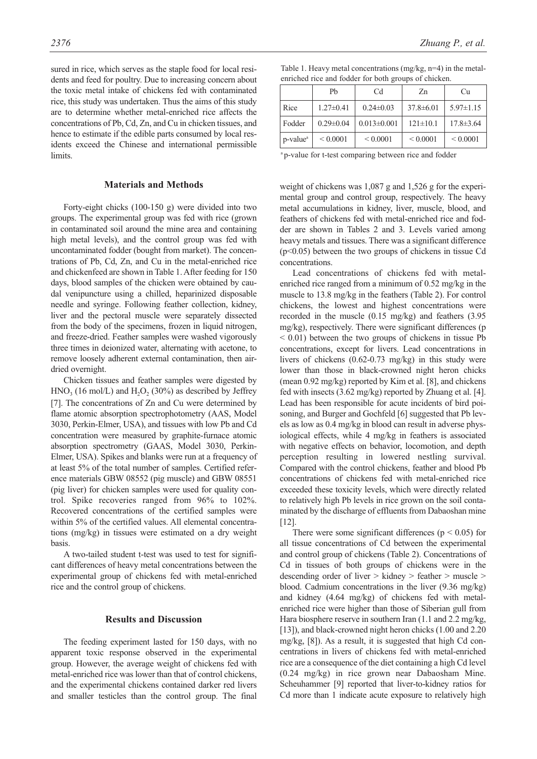sured in rice, which serves as the staple food for local residents and feed for poultry. Due to increasing concern about the toxic metal intake of chickens fed with contaminated rice, this study was undertaken. Thus the aims of this study are to determine whether metal-enriched rice affects the concentrations of Pb, Cd, Zn, and Cu in chicken tissues, and hence to estimate if the edible parts consumed by local residents exceed the Chinese and international permissible limits.

## Materials and Methods

Forty-eight chicks (100-150 g) were divided into two groups. The experimental group was fed with rice (grown in contaminated soil around the mine area and containing high metal levels), and the control group was fed with uncontaminated fodder (bought from market). The concentrations of Pb, Cd, Zn, and Cu in the metal-enriched rice and chickenfeed are shown in Table 1. After feeding for 150 days, blood samples of the chicken were obtained by caudal venipuncture using a chilled, heparinized disposable needle and syringe. Following feather collection, kidney, liver and the pectoral muscle were separately dissected from the body of the specimens, frozen in liquid nitrogen, and freeze-dried. Feather samples were washed vigorously three times in deionized water, alternating with acetone, to remove loosely adherent external contamination, then air-dried overnight.

Chicken tissues and feather samples were digested by $HNO_3$ (16 mol/L) and $H_2O_2$ (30%) as described by Jeffrey [7]. The concentrations of Zn and Cu were determined by flame atomic absorption spectrophotometry (AAS, Model 3030, Perkin-Elmer, USA), and tissues with low Pb and Cd concentration were measured by graphite-furnace atomic absorption spectrometry (GAAS, Model 3030, Perkin-Elmer, USA). Spikes and blanks were run at a frequency of at least 5% of the total number of samples. Certified reference materials GBW 08552 (pig muscle) and GBW 08551 (pig liver) for chicken samples were used for quality control. Spike recoveries ranged from 96% to 102%. Recovered concentrations of the certified samples were within 5% of the certified values. All elemental concentrations (mg/kg) in tissues were estimated on a dry weight basis.

A two-tailed student t-test was used to test for significant differences of heavy metal concentrations between the experimental group of chickens fed with metal-enriched rice and the control group of chickens.

## Results and Discussion

The feeding experiment lasted for 150 days, with no apparent toxic response observed in the experimental group. However, the average weight of chickens fed with metal-enriched rice was lower than that of control chickens, and the experimental chickens contained darker red livers and smaller testicles than the control group. The final weight of chickens was 1,087 g and 1,526 g for the experimental group and control group, respectively. The heavy metal accumulations in kidney, liver, muscle, blood, and feathers of chickens fed with metal-enriched rice and fodder are shown in Tables 2 and 3. Levels varied among heavy metals and tissues. There was a significant difference ($p<0.05$) between the two groups of chickens in tissue Cd concentrations.

Table 1. Heavy metal concentrations (mg/kg, n=4) in the metal-enriched rice and fodder for both groups of chicken.

| | Pb | Cd | Zn | Cu |
|---|---|---|---|---|
| Rice | 1.27±0.41 | 0.24±0.03 | 37.8±6.01 | 5.97±1.15 |
| Fodder | 0.29±0.04 | 0.013±0.001 | 121±10.1 | 17.8±3.64 |
| p-value[a] | < 0.0001 | < 0.0001 | < 0.0001 | < 0.0001 |

[a] p-value for t-test comparing between rice and fodder

Lead concentrations of chickens fed with metal-enriched rice ranged from a minimum of 0.52 mg/kg in the muscle to 13.8 mg/kg in the feathers (Table 2). For control chickens, the lowest and highest concentrations were recorded in the muscle (0.15 mg/kg) and feathers (3.95 mg/kg), respectively. There were significant differences ($p < 0.01$) between the two groups of chickens in tissue Pb concentrations, except for livers. Lead concentrations in livers of chickens (0.62-0.73 mg/kg) in this study were lower than those in black-crowned night heron chicks (mean 0.92 mg/kg) reported by Kim et al. [8], and chickens fed with insects (3.62 mg/kg) reported by Zhuang et al. [4]. Lead has been responsible for acute incidents of bird poisoning, and Burger and Gochfeld [6] suggested that Pb levels as low as 0.4 mg/kg in blood can result in adverse physiological effects, while 4 mg/kg in feathers is associated with negative effects on behavior, locomotion, and depth perception resulting in lowered nestling survival. Compared with the control chickens, feather and blood Pb concentrations of chickens fed with metal-enriched rice exceeded these toxicity levels, which were directly related to relatively high Pb levels in rice grown on the soil contaminated by the discharge of effluents from Dabaoshan mine [12].

There were some significant differences ($p < 0.05$) for all tissue concentrations of Cd between the experimental and control group of chickens (Table 2). Concentrations of Cd in tissues of both groups of chickens were in the descending order of liver > kidney > feather > muscle > blood. Cadmium concentrations in the liver (9.36 mg/kg) and kidney (4.64 mg/kg) of chickens fed with metal-enriched rice were higher than those of Siberian gull from Hara biosphere reserve in southern Iran (1.1 and 2.2 mg/kg, [13]), and black-crowned night heron chicks (1.00 and 2.20 mg/kg, [8]). As a result, it is suggested that high Cd concentrations in livers of chickens fed with metal-enriched rice are a consequence of the diet containing a high Cd level (0.24 mg/kg) in rice grown near Dabaosham Mine. Scheuhammer [9] reported that liver-to-kidney ratios for Cd more than 1 indicate acute exposure to relatively high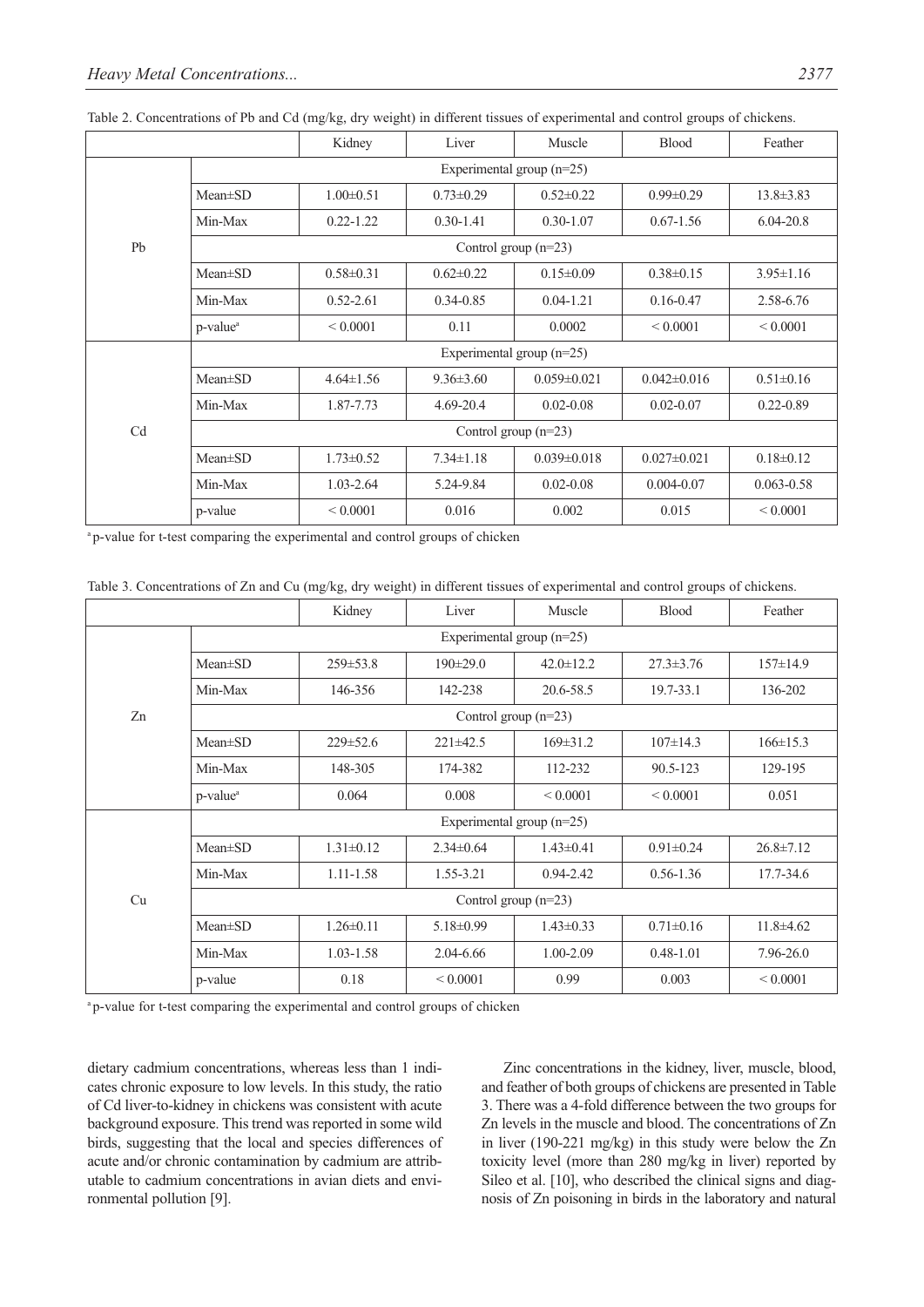Table 2. Concentrations of Pb and Cd (mg/kg, dry weight) in different tissues of experimental and control groups of chickens.

| | | Kidney | Liver | Muscle | Blood | Feather |
|---|---|---|---|---|---|---|
| Pb | | Experimental group (n=25) | | | | |
| | Mean±SD | 1.00±0.51 | 0.73±0.29 | 0.52±0.22 | 0.99±0.29 | 13.8±3.83 |
| | Min-Max | 0.22-1.22 | 0.30-1.41 | 0.30-1.07 | 0.67-1.56 | 6.04-20.8 |
| | | Control group (n=23) | | | | |
| | Mean±SD | 0.58±0.31 | 0.62±0.22 | 0.15±0.09 | 0.38±0.15 | 3.95±1.16 |
| | Min-Max | 0.52-2.61 | 0.34-0.85 | 0.04-1.21 | 0.16-0.47 | 2.58-6.76 |
| | p-value[a] | < 0.0001 | 0.11 | 0.0002 | < 0.0001 | < 0.0001 |
| Cd | | Experimental group (n=25) | | | | |
| | Mean±SD | 4.64±1.56 | 9.36±3.60 | 0.059±0.021 | 0.042±0.016 | 0.51±0.16 |
| | Min-Max | 1.87-7.73 | 4.69-20.4 | 0.02-0.08 | 0.02-0.07 | 0.22-0.89 |
| | | Control group (n=23) | | | | |
| | Mean±SD | 1.73±0.52 | 7.34±1.18 | 0.039±0.018 | 0.027±0.021 | 0.18±0.12 |
| | Min-Max | 1.03-2.64 | 5.24-9.84 | 0.02-0.08 | 0.004-0.07 | 0.063-0.58 |
| | p-value | < 0.0001 | 0.016 | 0.002 | 0.015 | < 0.0001 |

[a] p-value for t-test comparing the experimental and control groups of chicken

Table 3. Concentrations of Zn and Cu (mg/kg, dry weight) in different tissues of experimental and control groups of chickens.

| | | Kidney | Liver | Muscle | Blood | Feather |
|---|---|---|---|---|---|---|
| Zn | | Experimental group (n=25) | | | | |
| | Mean±SD | 259±53.8 | 190±29.0 | 42.0±12.2 | 27.3±3.76 | 157±14.9 |
| | Min-Max | 146-356 | 142-238 | 20.6-58.5 | 19.7-33.1 | 136-202 |
| | | Control group (n=23) | | | | |
| | Mean±SD | 229±52.6 | 221±42.5 | 169±31.2 | 107±14.3 | 166±15.3 |
| | Min-Max | 148-305 | 174-382 | 112-232 | 90.5-123 | 129-195 |
| | p-value[a] | 0.064 | 0.008 | < 0.0001 | < 0.0001 | 0.051 |
| Cu | | Experimental group (n=25) | | | | |
| | Mean±SD | 1.31±0.12 | 2.34±0.64 | 1.43±0.41 | 0.91±0.24 | 26.8±7.12 |
| | Min-Max | 1.11-1.58 | 1.55-3.21 | 0.94-2.42 | 0.56-1.36 | 17.7-34.6 |
| | | Control group (n=23) | | | | |
| | Mean±SD | 1.26±0.11 | 5.18±0.99 | 1.43±0.33 | 0.71±0.16 | 11.8±4.62 |
| | Min-Max | 1.03-1.58 | 2.04-6.66 | 1.00-2.09 | 0.48-1.01 | 7.96-26.0 |
| | p-value | 0.18 | < 0.0001 | 0.99 | 0.003 | < 0.0001 |

[a] p-value for t-test comparing the experimental and control groups of chicken

dietary cadmium concentrations, whereas less than 1 indicates chronic exposure to low levels. In this study, the ratio of Cd liver-to-kidney in chickens was consistent with acute background exposure. This trend was reported in some wild birds, suggesting that the local and species differences of acute and/or chronic contamination by cadmium are attributable to cadmium concentrations in avian diets and environmental pollution [9].

Zinc concentrations in the kidney, liver, muscle, blood, and feather of both groups of chickens are presented in Table 3. There was a 4-fold difference between the two groups for Zn levels in the muscle and blood. The concentrations of Zn in liver (190-221 mg/kg) in this study were below the Zn toxicity level (more than 280 mg/kg in liver) reported by Sileo et al. [10], who described the clinical signs and diagnosis of Zn poisoning in birds in the laboratory and natural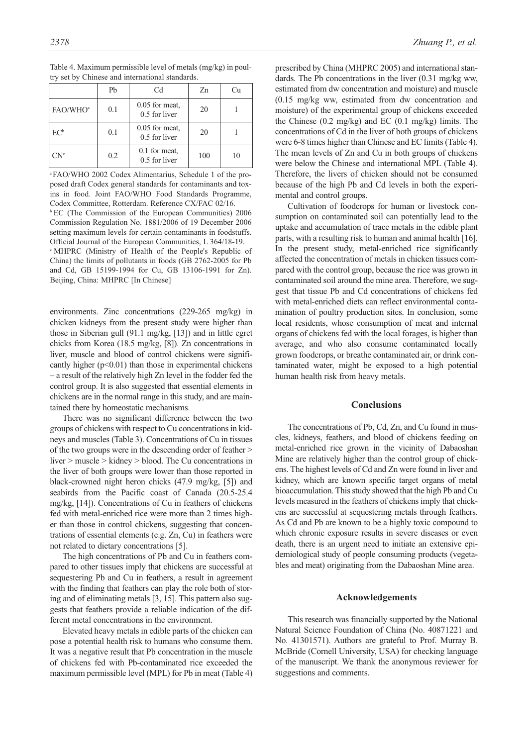Table 4. Maximum permissible level of metals (mg/kg) in poultry set by Chinese and international standards.

| | Pb | Cd | Zn | Cu |
|---|---|---|---|---|
| FAO/WHO[a] | 0.1 | 0.05 for meat, 0.5 for liver | 20 | 1 |
| EC[b] | 0.1 | 0.05 for meat, 0.5 for liver | 20 | 1 |
| CN[c] | 0.2 | 0.1 for meat, 0.5 for liver | 100 | 10 |

[a] FAO/WHO 2002 Codex Alimentarius, Schedule 1 of the proposed draft Codex general standards for contaminants and toxins in food. Joint FAO/WHO Food Standards Programme, Codex Committee, Rotterdam. Reference CX/FAC 02/16.

[b] EC (The Commission of the European Communities) 2006 Commission Regulation No. 1881/2006 of 19 December 2006 setting maximum levels for certain contaminants in foodstuffs. Official Journal of the European Communities, L 364/18-19.

[c] MHPRC (Ministry of Health of the People's Republic of China) the limits of pollutants in foods (GB 2762-2005 for Pb and Cd, GB 15199-1994 for Cu, GB 13106-1991 for Zn). Beijing, China: MHPRC [In Chinese]

environments. Zinc concentrations (229-265 mg/kg) in chicken kidneys from the present study were higher than those in Siberian gull (91.1 mg/kg, [13]) and in little egret chicks from Korea (18.5 mg/kg, [8]). Zn concentrations in liver, muscle and blood of control chickens were significantly higher ($p<0.01$) than those in experimental chickens – a result of the relatively high Zn level in the fodder fed the control group. It is also suggested that essential elements in chickens are in the normal range in this study, and are maintained there by homeostatic mechanisms.

There was no significant difference between the two groups of chickens with respect to Cu concentrations in kidneys and muscles (Table 3). Concentrations of Cu in tissues of the two groups were in the descending order of feather > liver > muscle > kidney > blood. The Cu concentrations in the liver of both groups were lower than those reported in black-crowned night heron chicks (47.9 mg/kg, [5]) and seabirds from the Pacific coast of Canada (20.5-25.4 mg/kg, [14]). Concentrations of Cu in feathers of chickens fed with metal-enriched rice were more than 2 times higher than those in control chickens, suggesting that concentrations of essential elements (e.g. Zn, Cu) in feathers were not related to dietary concentrations [5].

The high concentrations of Pb and Cu in feathers compared to other tissues imply that chickens are successful at sequestering Pb and Cu in feathers, a result in agreement with the finding that feathers can play the role both of storing and of eliminating metals [3, 15]. This pattern also suggests that feathers provide a reliable indication of the different metal concentrations in the environment.

Elevated heavy metals in edible parts of the chicken can pose a potential health risk to humans who consume them. It was a negative result that Pb concentration in the muscle of chickens fed with Pb-contaminated rice exceeded the maximum permissible level (MPL) for Pb in meat (Table 4) prescribed by China (MHPRC 2005) and international standards. The Pb concentrations in the liver (0.31 mg/kg ww, estimated from dw concentration and moisture) and muscle (0.15 mg/kg ww, estimated from dw concentration and moisture) of the experimental group of chickens exceeded the Chinese (0.2 mg/kg) and EC (0.1 mg/kg) limits. The concentrations of Cd in the liver of both groups of chickens were 6-8 times higher than Chinese and EC limits (Table 4). The mean levels of Zn and Cu in both groups of chickens were below the Chinese and international MPL (Table 4). Therefore, the livers of chicken should not be consumed because of the high Pb and Cd levels in both the experimental and control groups.

Cultivation of foodcrops for human or livestock consumption on contaminated soil can potentially lead to the uptake and accumulation of trace metals in the edible plant parts, with a resulting risk to human and animal health [16]. In the present study, metal-enriched rice significantly affected the concentration of metals in chicken tissues compared with the control group, because the rice was grown in contaminated soil around the mine area. Therefore, we suggest that tissue Pb and Cd concentrations of chickens fed with metal-enriched diets can reflect environmental contamination of poultry production sites. In conclusion, some local residents, whose consumption of meat and internal organs of chickens fed with the local forages, is higher than average, and who also consume contaminated locally grown foodcrops, or breathe contaminated air, or drink contaminated water, might be exposed to a high potential human health risk from heavy metals.

## Conclusions

The concentrations of Pb, Cd, Zn, and Cu found in muscles, kidneys, feathers, and blood of chickens feeding on metal-enriched rice grown in the vicinity of Dabaoshan Mine are relatively higher than the control group of chickens. The highest levels of Cd and Zn were found in liver and kidney, which are known specific target organs of metal bioaccumulation. This study showed that the high Pb and Cu levels measured in the feathers of chickens imply that chickens are successful at sequestering metals through feathers. As Cd and Pb are known to be a highly toxic compound to which chronic exposure results in severe diseases or even death, there is an urgent need to initiate an extensive epidemiological study of people consuming products (vegetables and meat) originating from the Dabaoshan Mine area.

## Acknowledgements

This research was financially supported by the National Natural Science Foundation of China (No. 40871221 and No. 41301571). Authors are grateful to Prof. Murray B. McBride (Cornell University, USA) for checking language of the manuscript. We thank the anonymous reviewer for suggestions and comments.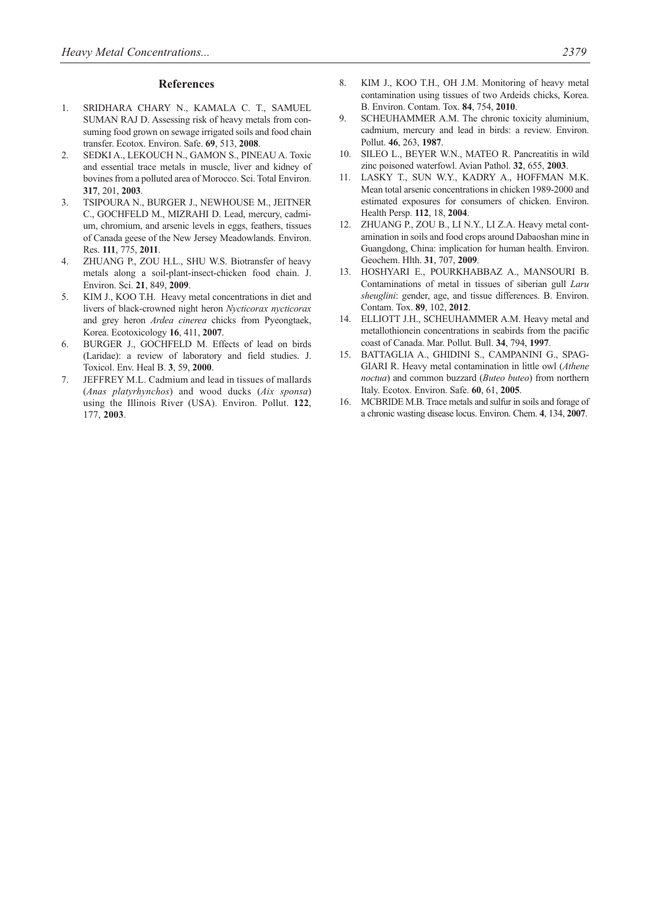## References

1. SRIDHARA CHARY N., KAMALA C. T., SAMUEL SUMAN RAJ D. Assessing risk of heavy metals from consuming food grown on sewage irrigated soils and food chain transfer. Ecotox. Environ. Safe. **69**, 513, **2008**.
2. SEDKI A., LEKOUCH N., GAMON S., PINEAU A. Toxic and essential trace metals in muscle, liver and kidney of bovines from a polluted area of Morocco. Sci. Total Environ. **317**, 201, **2003**.
3. TSIPOURA N., BURGER J., NEWHOUSE M., JEITNER C., GOCHFELD M., MIZRAHI D. Lead, mercury, cadmium, chromium, and arsenic levels in eggs, feathers, tissues of Canada geese of the New Jersey Meadowlands. Environ. Res. **111**, 775, **2011**.
4. ZHUANG P., ZOU H.L., SHU W.S. Biotransfer of heavy metals along a soil-plant-insect-chicken food chain. J. Environ. Sci. **21**, 849, **2009**.
5. KIM J., KOO T.H. Heavy metal concentrations in diet and livers of black-crowned night heron *Nycticorax nycticorax* and grey heron *Ardea cinerea* chicks from Pyeongtaek, Korea. Ecotoxicology **16**, 411, **2007**.
6. BURGER J., GOCHFELD M. Effects of lead on birds (Laridae): a review of laboratory and field studies. J. Toxicol. Env. Heal B. **3**, 59, **2000**.
7. JEFFREY M.L. Cadmium and lead in tissues of mallards (*Anas platyrhynchos*) and wood ducks (*Aix sponsa*) using the Illinois River (USA). Environ. Pollut. **122**, 177, **2003**.
8. KIM J., KOO T.H., OH J.M. Monitoring of heavy metal contamination using tissues of two Ardeids chicks, Korea. B. Environ. Contam. Tox. **84**, 754, **2010**.
9. SCHEUHAMMER A.M. The chronic toxicity aluminium, cadmium, mercury and lead in birds: a review. Environ. Pollut. **46**, 263, **1987**.
10. SILEO L., BEYER W.N., MATEO R. Pancreatitis in wild zinc poisoned waterfowl. Avian Pathol. **32**, 655, **2003**.
11. LASKY T., SUN W.Y., KADRY A., HOFFMAN M.K. Mean total arsenic concentrations in chicken 1989-2000 and estimated exposures for consumers of chicken. Environ. Health Persp. **112**, 18, **2004**.
12. ZHUANG P., ZOU B., LI N.Y., LI Z.A. Heavy metal contamination in soils and food crops around Dabaoshan mine in Guangdong, China: implication for human health. Environ. Geochem. Hlth. **31**, 707, **2009**.
13. HOSHYARI E., POURKHABBAZ A., MANSOURI B. Contaminations of metal in tissues of siberian gull *Laru sheuglini*: gender, age, and tissue differences. B. Environ. Contam. Tox. **89**, 102, **2012**.
14. ELLIOTT J.H., SCHEUHAMMER A.M. Heavy metal and metallothionein concentrations in seabirds from the pacific coast of Canada. Mar. Pollut. Bull. **34**, 794, **1997**.
15. BATTAGLIA A., GHIDINI S., CAMPANINI G., SPAGGIARI R. Heavy metal contamination in little owl (*Athene noctua*) and common buzzard (*Buteo buteo*) from northern Italy. Ecotox. Environ. Safe. **60**, 61, **2005**.
16. MCBRIDE M.B. Trace metals and sulfur in soils and forage of a chronic wasting disease locus. Environ. Chem. **4**, 134, **2007**.